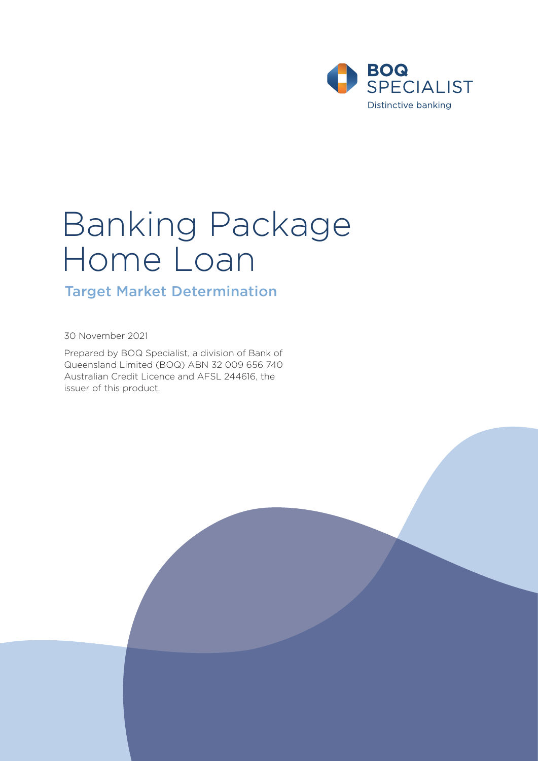BOQ SPECIALIST

Distinctive banking

# Banking Package Home Loan

## Target Market Determination

30 November 2021

Prepared by BOQ Specialist, a division of Bank of Queensland Limited (BOQ) ABN 32 009 656 740 Australian Credit Licence and AFSL 244616, the issuer of this product.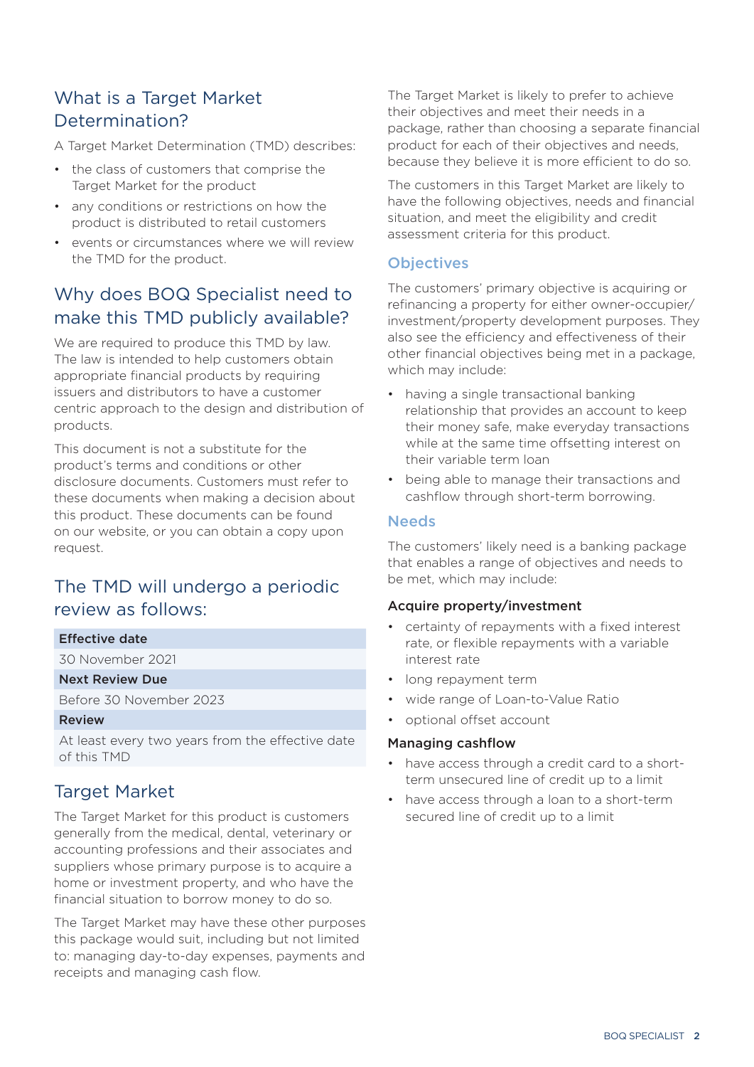## What is a Target Market Determination?

A Target Market Determination (TMD) describes:

- the class of customers that comprise the Target Market for the product
- any conditions or restrictions on how the product is distributed to retail customers
- events or circumstances where we will review the TMD for the product.

## Why does BOQ Specialist need to make this TMD publicly available?

We are required to produce this TMD by law. The law is intended to help customers obtain appropriate financial products by requiring issuers and distributors to have a customer centric approach to the design and distribution of products.

This document is not a substitute for the product's terms and conditions or other disclosure documents. Customers must refer to these documents when making a decision about this product. These documents can be found on our website, or you can obtain a copy upon request.

## The TMD will undergo a periodic review as follows:

| Effective date |
|---|
| 30 November 2021 |
| **Next Review Due** |
| Before 30 November 2023 |
| **Review** |
| At least every two years from the effective date of this TMD |

## Target Market

The Target Market for this product is customers generally from the medical, dental, veterinary or accounting professions and their associates and suppliers whose primary purpose is to acquire a home or investment property, and who have the financial situation to borrow money to do so.

The Target Market may have these other purposes this package would suit, including but not limited to: managing day-to-day expenses, payments and receipts and managing cash flow.

The Target Market is likely to prefer to achieve their objectives and meet their needs in a package, rather than choosing a separate financial product for each of their objectives and needs, because they believe it is more efficient to do so.

The customers in this Target Market are likely to have the following objectives, needs and financial situation, and meet the eligibility and credit assessment criteria for this product.

### Objectives

The customers' primary objective is acquiring or refinancing a property for either owner-occupier/investment/property development purposes. They also see the efficiency and effectiveness of their other financial objectives being met in a package, which may include:

- having a single transactional banking relationship that provides an account to keep their money safe, make everyday transactions while at the same time offsetting interest on their variable term loan
- being able to manage their transactions and cashflow through short-term borrowing.

### Needs

The customers' likely need is a banking package that enables a range of objectives and needs to be met, which may include:

**Acquire property/investment**

- certainty of repayments with a fixed interest rate, or flexible repayments with a variable interest rate
- long repayment term
- wide range of Loan-to-Value Ratio
- optional offset account

**Managing cashflow**

- have access through a credit card to a short-term unsecured line of credit up to a limit
- have access through a loan to a short-term secured line of credit up to a limit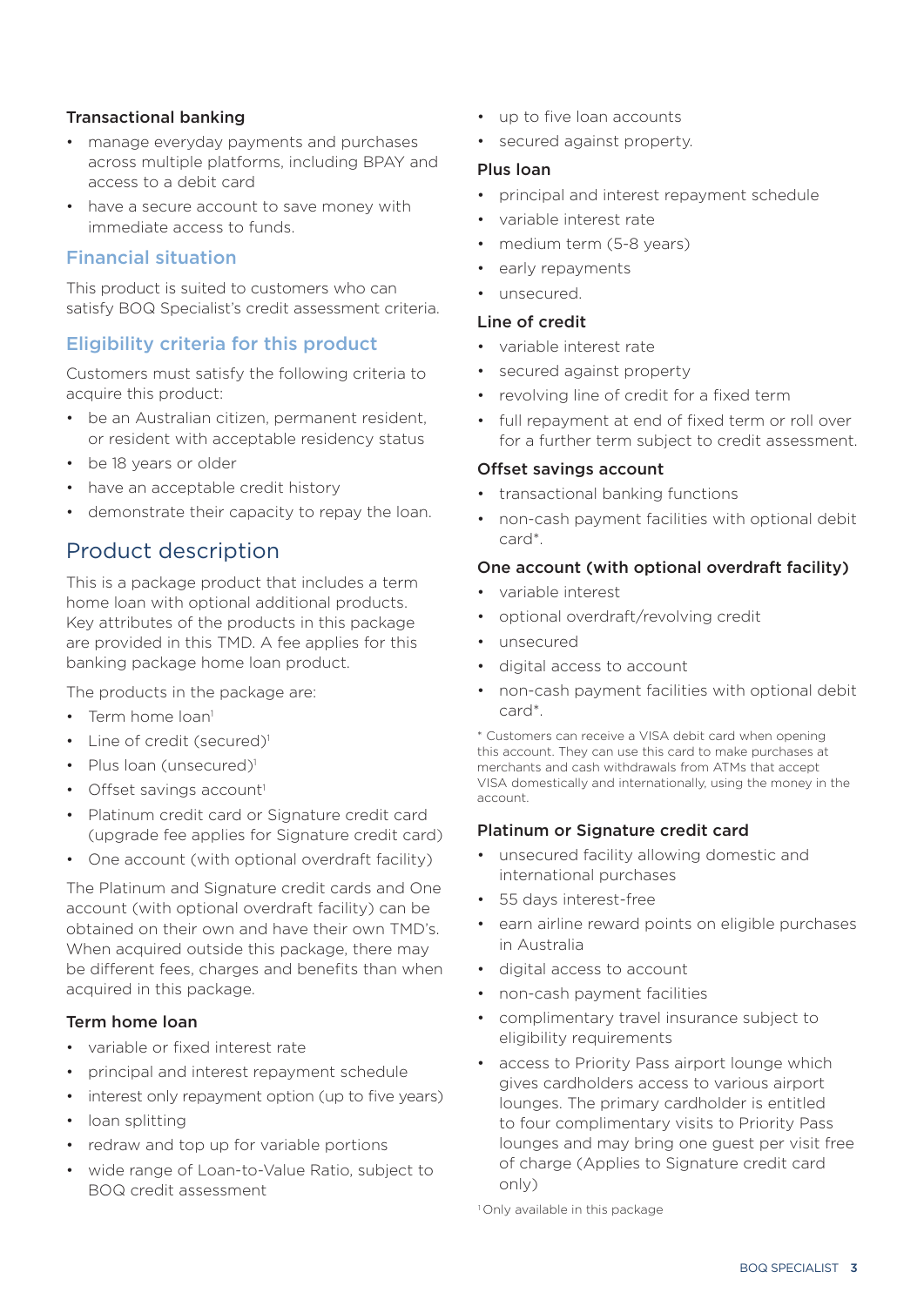#### Transactional banking

- manage everyday payments and purchases across multiple platforms, including BPAY and access to a debit card
- have a secure account to save money with immediate access to funds.

### Financial situation

This product is suited to customers who can satisfy BOQ Specialist's credit assessment criteria.

### Eligibility criteria for this product

Customers must satisfy the following criteria to acquire this product:

- be an Australian citizen, permanent resident, or resident with acceptable residency status
- be 18 years or older
- have an acceptable credit history
- demonstrate their capacity to repay the loan.

## Product description

This is a package product that includes a term home loan with optional additional products. Key attributes of the products in this package are provided in this TMD. A fee applies for this banking package home loan product.

The products in the package are:

- Term home loan[1]
- Line of credit (secured)[1]
- Plus loan (unsecured)[1]
- Offset savings account[1]
- Platinum credit card or Signature credit card (upgrade fee applies for Signature credit card)
- One account (with optional overdraft facility)

The Platinum and Signature credit cards and One account (with optional overdraft facility) can be obtained on their own and have their own TMD's. When acquired outside this package, there may be different fees, charges and benefits than when acquired in this package.

#### Term home loan

- variable or fixed interest rate
- principal and interest repayment schedule
- interest only repayment option (up to five years)
- loan splitting
- redraw and top up for variable portions
- wide range of Loan-to-Value Ratio, subject to BOQ credit assessment
- up to five loan accounts
- secured against property.

#### Plus loan

- principal and interest repayment schedule
- variable interest rate
- medium term (5-8 years)
- early repayments
- unsecured.

#### Line of credit

- variable interest rate
- secured against property
- revolving line of credit for a fixed term
- full repayment at end of fixed term or roll over for a further term subject to credit assessment.

#### Offset savings account

- transactional banking functions
- non-cash payment facilities with optional debit card*.

#### One account (with optional overdraft facility)

- variable interest
- optional overdraft/revolving credit
- unsecured
- digital access to account
- non-cash payment facilities with optional debit card*.

\* Customers can receive a VISA debit card when opening this account. They can use this card to make purchases at merchants and cash withdrawals from ATMs that accept VISA domestically and internationally, using the money in the account.

#### Platinum or Signature credit card

- unsecured facility allowing domestic and international purchases
- 55 days interest-free
- earn airline reward points on eligible purchases in Australia
- digital access to account
- non-cash payment facilities
- complimentary travel insurance subject to eligibility requirements
- access to Priority Pass airport lounge which gives cardholders access to various airport lounges. The primary cardholder is entitled to four complimentary visits to Priority Pass lounges and may bring one guest per visit free of charge (Applies to Signature credit card only)

[1] Only available in this package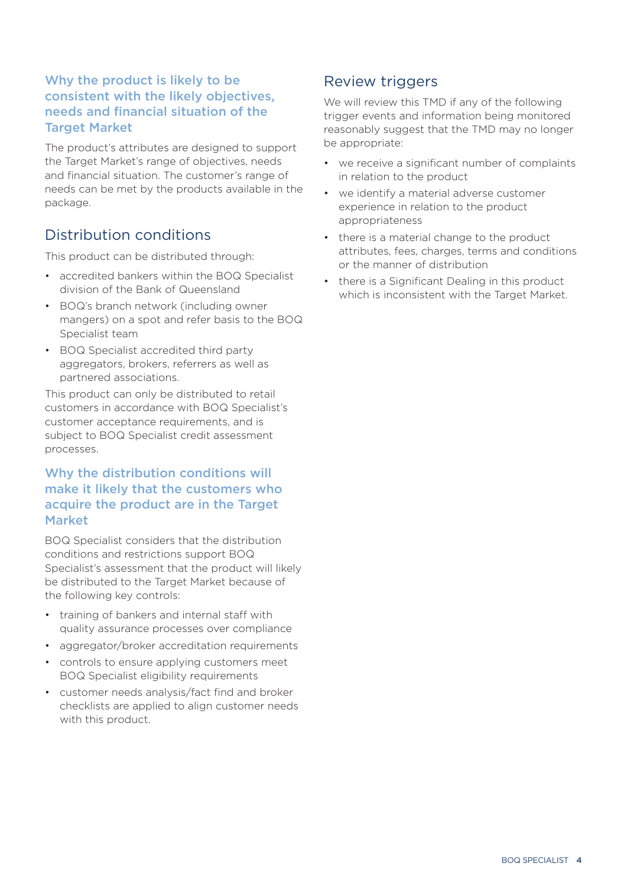### Why the product is likely to be consistent with the likely objectives, needs and financial situation of the Target Market

The product's attributes are designed to support the Target Market's range of objectives, needs and financial situation. The customer's range of needs can be met by the products available in the package.

## Distribution conditions

This product can be distributed through:

- accredited bankers within the BOQ Specialist division of the Bank of Queensland
- BOQ's branch network (including owner mangers) on a spot and refer basis to the BOQ Specialist team
- BOQ Specialist accredited third party aggregators, brokers, referrers as well as partnered associations.

This product can only be distributed to retail customers in accordance with BOQ Specialist's customer acceptance requirements, and is subject to BOQ Specialist credit assessment processes.

### Why the distribution conditions will make it likely that the customers who acquire the product are in the Target Market

BOQ Specialist considers that the distribution conditions and restrictions support BOQ Specialist's assessment that the product will likely be distributed to the Target Market because of the following key controls:

- training of bankers and internal staff with quality assurance processes over compliance
- aggregator/broker accreditation requirements
- controls to ensure applying customers meet BOQ Specialist eligibility requirements
- customer needs analysis/fact find and broker checklists are applied to align customer needs with this product.

## Review triggers

We will review this TMD if any of the following trigger events and information being monitored reasonably suggest that the TMD may no longer be appropriate:

- we receive a significant number of complaints in relation to the product
- we identify a material adverse customer experience in relation to the product appropriateness
- there is a material change to the product attributes, fees, charges, terms and conditions or the manner of distribution
- there is a Significant Dealing in this product which is inconsistent with the Target Market.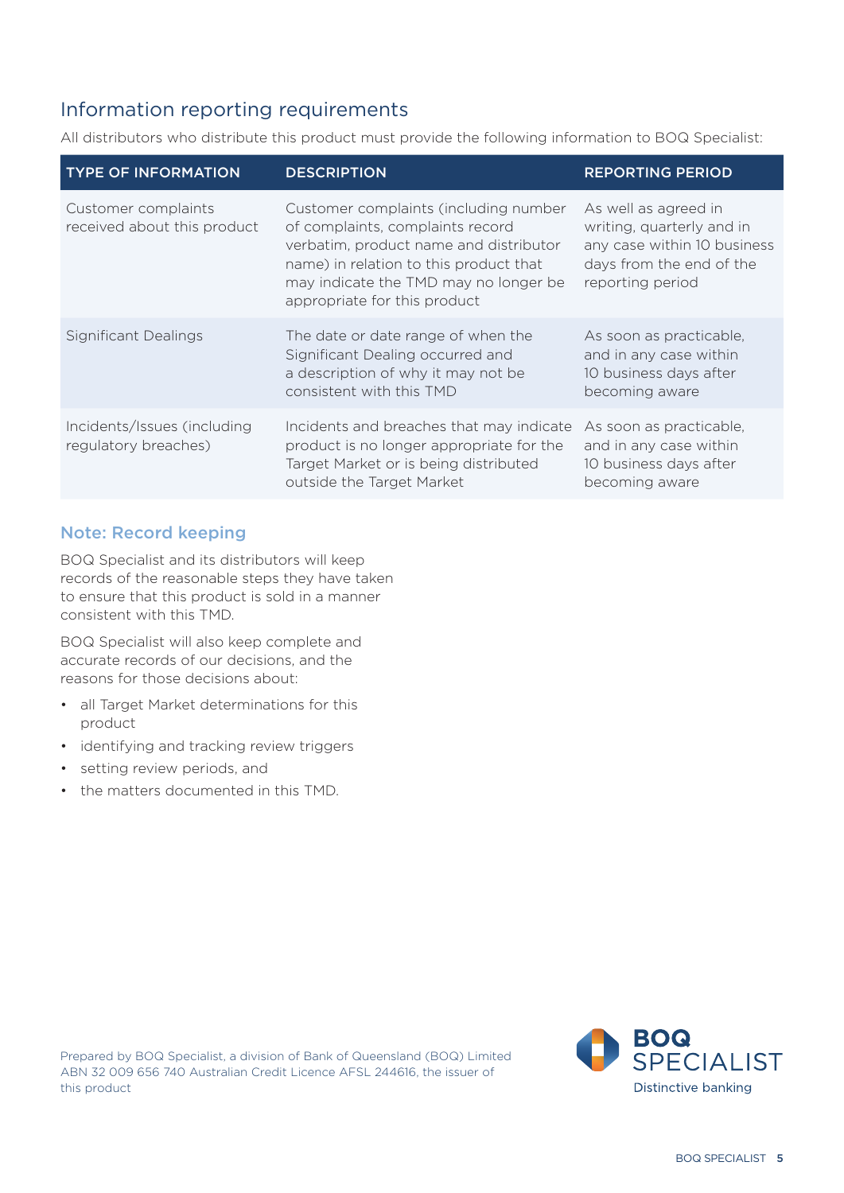## Information reporting requirements

All distributors who distribute this product must provide the following information to BOQ Specialist:

| TYPE OF INFORMATION | DESCRIPTION | REPORTING PERIOD |
| --- | --- | --- |
| Customer complaints received about this product | Customer complaints (including number of complaints, complaints record verbatim, product name and distributor name) in relation to this product that may indicate the TMD may no longer be appropriate for this product | As well as agreed in writing, quarterly and in any case within 10 business days from the end of the reporting period |
| Significant Dealings | The date or date range of when the Significant Dealing occurred and a description of why it may not be consistent with this TMD | As soon as practicable, and in any case within 10 business days after becoming aware |
| Incidents/Issues (including regulatory breaches) | Incidents and breaches that may indicate product is no longer appropriate for the Target Market or is being distributed outside the Target Market | As soon as practicable, and in any case within 10 business days after becoming aware |

### Note: Record keeping

BOQ Specialist and its distributors will keep records of the reasonable steps they have taken to ensure that this product is sold in a manner consistent with this TMD.

BOQ Specialist will also keep complete and accurate records of our decisions, and the reasons for those decisions about:

- all Target Market determinations for this product
- identifying and tracking review triggers
- setting review periods, and
- the matters documented in this TMD.

Prepared by BOQ Specialist, a division of Bank of Queensland (BOQ) Limited ABN 32 009 656 740 Australian Credit Licence AFSL 244616, the issuer of this product

BOQ SPECIALIST
Distinctive banking